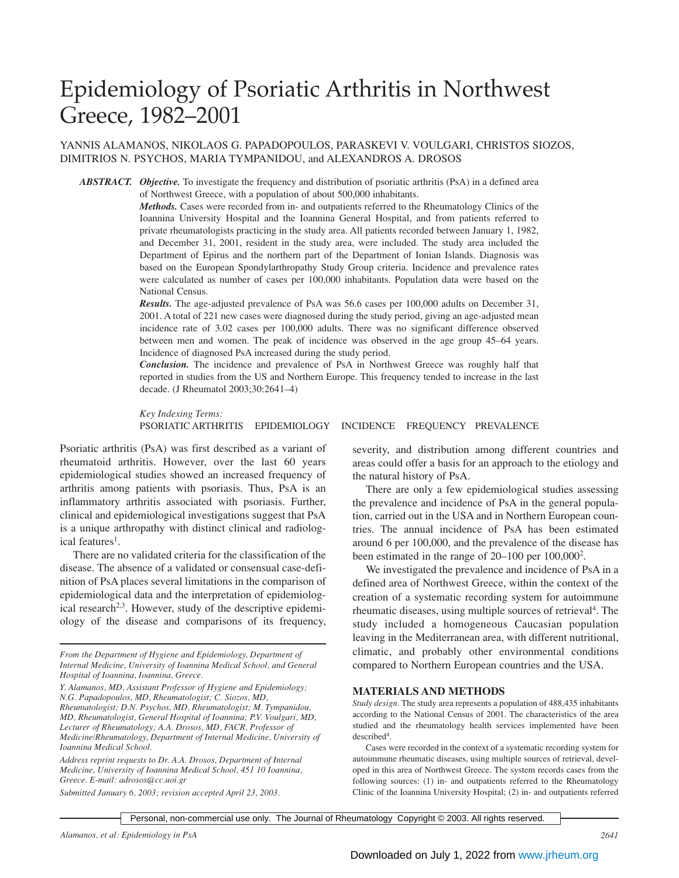# Epidemiology of Psoriatic Arthritis in Northwest Greece, 1982–2001

YANNIS ALAMANOS, NIKOLAOS G. PAPADOPOULOS, PARASKEVI V. VOULGARI, CHRISTOS SIOZOS, DIMITRIOS N. PSYCHOS, MARIA TYMPANIDOU, and ALEXANDROS A. DROSOS

***ABSTRACT.*** ***Objective.*** To investigate the frequency and distribution of psoriatic arthritis (PsA) in a defined area of Northwest Greece, with a population of about 500,000 inhabitants.

***Methods.*** Cases were recorded from in- and outpatients referred to the Rheumatology Clinics of the Ioannina University Hospital and the Ioannina General Hospital, and from patients referred to private rheumatologists practicing in the study area. All patients recorded between January 1, 1982, and December 31, 2001, resident in the study area, were included. The study area included the Department of Epirus and the northern part of the Department of Ionian Islands. Diagnosis was based on the European Spondylarthropathy Study Group criteria. Incidence and prevalence rates were calculated as number of cases per 100,000 inhabitants. Population data were based on the National Census.

***Results.*** The age-adjusted prevalence of PsA was 56.6 cases per 100,000 adults on December 31, 2001. A total of 221 new cases were diagnosed during the study period, giving an age-adjusted mean incidence rate of 3.02 cases per 100,000 adults. There was no significant difference observed between men and women. The peak of incidence was observed in the age group 45–64 years. Incidence of diagnosed PsA increased during the study period.

***Conclusion.*** The incidence and prevalence of PsA in Northwest Greece was roughly half that reported in studies from the US and Northern Europe. This frequency tended to increase in the last decade. (J Rheumatol 2003;30:2641–4)

*Key Indexing Terms:*
PSORIATIC ARTHRITIS EPIDEMIOLOGY INCIDENCE FREQUENCY PREVALENCE

Psoriatic arthritis (PsA) was first described as a variant of rheumatoid arthritis. However, over the last 60 years epidemiological studies showed an increased frequency of arthritis among patients with psoriasis. Thus, PsA is an inflammatory arthritis associated with psoriasis. Further, clinical and epidemiological investigations suggest that PsA is a unique arthropathy with distinct clinical and radiological features[1].

There are no validated criteria for the classification of the disease. The absence of a validated or consensual case-definition of PsA places several limitations in the comparison of epidemiological data and the interpretation of epidemiological research[2,3]. However, study of the descriptive epidemiology of the disease and comparisons of its frequency, severity, and distribution among different countries and areas could offer a basis for an approach to the etiology and the natural history of PsA.

There are only a few epidemiological studies assessing the prevalence and incidence of PsA in the general population, carried out in the USA and in Northern European countries. The annual incidence of PsA has been estimated around 6 per 100,000, and the prevalence of the disease has been estimated in the range of 20–100 per 100,000[2].

We investigated the prevalence and incidence of PsA in a defined area of Northwest Greece, within the context of the creation of a systematic recording system for autoimmune rheumatic diseases, using multiple sources of retrieval[4]. The study included a homogeneous Caucasian population leaving in the Mediterranean area, with different nutritional, climatic, and probably other environmental conditions compared to Northern European countries and the USA.

*From the Department of Hygiene and Epidemiology, Department of Internal Medicine, University of Ioannina Medical School, and General Hospital of Ioannina, Ioannina, Greece.*

*Y. Alamanos, MD, Assistant Professor of Hygiene and Epidemiology; N.G. Papadopoulos, MD, Rheumatologist; C. Siozos, MD, Rheumatologist; D.N. Psychos, MD, Rheumatologist; M. Tympanidou, MD, Rheumatologist, General Hospital of Ioannina; P.V. Voulgari, MD, Lecturer of Rheumatology; A.A. Drosos, MD, FACR, Professor of Medicine/Rheumatology, Department of Internal Medicine, University of Ioannina Medical School.*

*Address reprint requests to Dr. A.A. Drosos, Department of Internal Medicine, University of Ioannina Medical School, 451 10 Ioannina, Greece. E-mail: adrosos@cc.uoi.gr*

*Submitted January 6, 2003; revision accepted April 23, 2003.*

## MATERIALS AND METHODS

*Study design.* The study area represents a population of 488,435 inhabitants according to the National Census of 2001. The characteristics of the area studied and the rheumatology health services implemented have been described[4].

Cases were recorded in the context of a systematic recording system for autoimmune rheumatic diseases, using multiple sources of retrieval, developed in this area of Northwest Greece. The system records cases from the following sources: (1) in- and outpatients referred to the Rheumatology Clinic of the Ioannina University Hospital; (2) in- and outpatients referred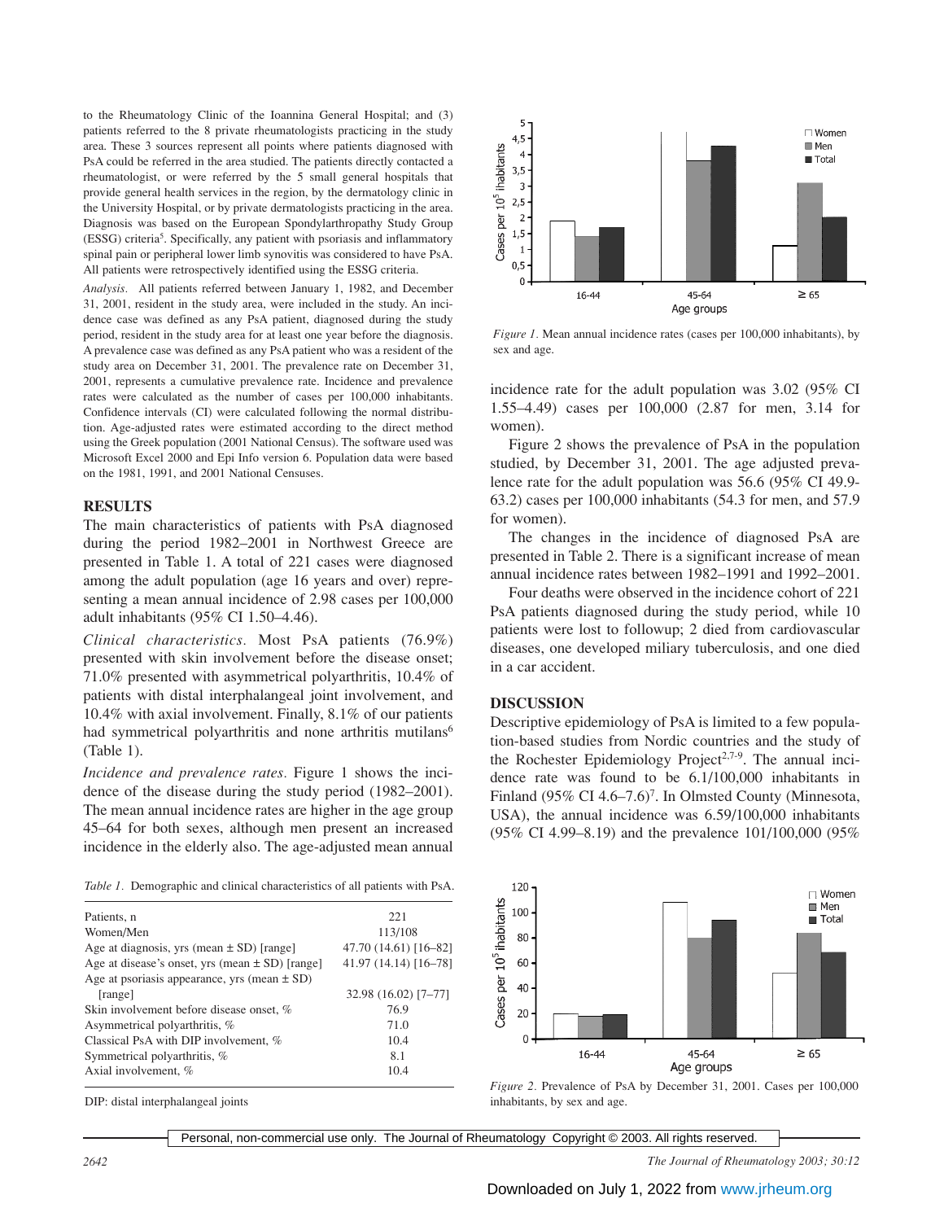to the Rheumatology Clinic of the Ioannina General Hospital; and (3) patients referred to the 8 private rheumatologists practicing in the study area. These 3 sources represent all points where patients diagnosed with PsA could be referred in the area studied. The patients directly contacted a rheumatologist, or were referred by the 5 small general hospitals that provide general health services in the region, by the dermatology clinic in the University Hospital, or by private dermatologists practicing in the area. Diagnosis was based on the European Spondylarthropathy Study Group (ESSG) criteria[5]. Specifically, any patient with psoriasis and inflammatory spinal pain or peripheral lower limb synovitis was considered to have PsA. All patients were retrospectively identified using the ESSG criteria.

*Analysis.* All patients referred between January 1, 1982, and December 31, 2001, resident in the study area, were included in the study. An incidence case was defined as any PsA patient, diagnosed during the study period, resident in the study area for at least one year before the diagnosis. A prevalence case was defined as any PsA patient who was a resident of the study area on December 31, 2001. The prevalence rate on December 31, 2001, represents a cumulative prevalence rate. Incidence and prevalence rates were calculated as the number of cases per 100,000 inhabitants. Confidence intervals (CI) were calculated following the normal distribution. Age-adjusted rates were estimated according to the direct method using the Greek population (2001 National Census). The software used was Microsoft Excel 2000 and Epi Info version 6. Population data were based on the 1981, 1991, and 2001 National Censuses.

## RESULTS

The main characteristics of patients with PsA diagnosed during the period 1982–2001 in Northwest Greece are presented in Table 1. A total of 221 cases were diagnosed among the adult population (age 16 years and over) representing a mean annual incidence of 2.98 cases per 100,000 adult inhabitants (95% CI 1.50–4.46).

*Clinical characteristics.* Most PsA patients (76.9%) presented with skin involvement before the disease onset; 71.0% presented with asymmetrical polyarthritis, 10.4% of patients with distal interphalangeal joint involvement, and 10.4% with axial involvement. Finally, 8.1% of our patients had symmetrical polyarthritis and none arthritis mutilans[6] (Table 1).

*Incidence and prevalence rates.* Figure 1 shows the incidence of the disease during the study period (1982–2001). The mean annual incidence rates are higher in the age group 45–64 for both sexes, although men present an increased incidence in the elderly also. The age-adjusted mean annual incidence rate for the adult population was 3.02 (95% CI 1.55–4.49) cases per 100,000 (2.87 for men, 3.14 for women).

Figure 2 shows the prevalence of PsA in the population studied, by December 31, 2001. The age adjusted prevalence rate for the adult population was 56.6 (95% CI 49.9-63.2) cases per 100,000 inhabitants (54.3 for men, and 57.9 for women).

The changes in the incidence of diagnosed PsA are presented in Table 2. There is a significant increase of mean annual incidence rates between 1982–1991 and 1992–2001.

Four deaths were observed in the incidence cohort of 221 PsA patients diagnosed during the study period, while 10 patients were lost to followup; 2 died from cardiovascular diseases, one developed miliary tuberculosis, and one died in a car accident.

*Table 1.* Demographic and clinical characteristics of all patients with PsA.

| | |
|---|---|
| Patients, n | 221 |
| Women/Men | 113/108 |
| Age at diagnosis, yrs (mean ± SD) [range] | 47.70 (14.61) [16–82] |
| Age at disease's onset, yrs (mean ± SD) [range] | 41.97 (14.14) [16–78] |
| Age at psoriasis appearance, yrs (mean ± SD) [range] | 32.98 (16.02) [7–77] |
| Skin involvement before disease onset, % | 76.9 |
| Asymmetrical polyarthritis, % | 71.0 |
| Classical PsA with DIP involvement, % | 10.4 |
| Symmetrical polyarthritis, % | 8.1 |
| Axial involvement, % | 10.4 |

DIP: distal interphalangeal joints

*Figure 1.* Mean annual incidence rates (cases per 100,000 inhabitants), by sex and age.

*Figure 2.* Prevalence of PsA by December 31, 2001. Cases per 100,000 inhabitants, by sex and age.

## DISCUSSION

Descriptive epidemiology of PsA is limited to a few population-based studies from Nordic countries and the study of the Rochester Epidemiology Project[2,7-9]. The annual incidence rate was found to be 6.1/100,000 inhabitants in Finland (95% CI 4.6–7.6)[7]. In Olmsted County (Minnesota, USA), the annual incidence was 6.59/100,000 inhabitants (95% CI 4.99–8.19) and the prevalence 101/100,000 (95%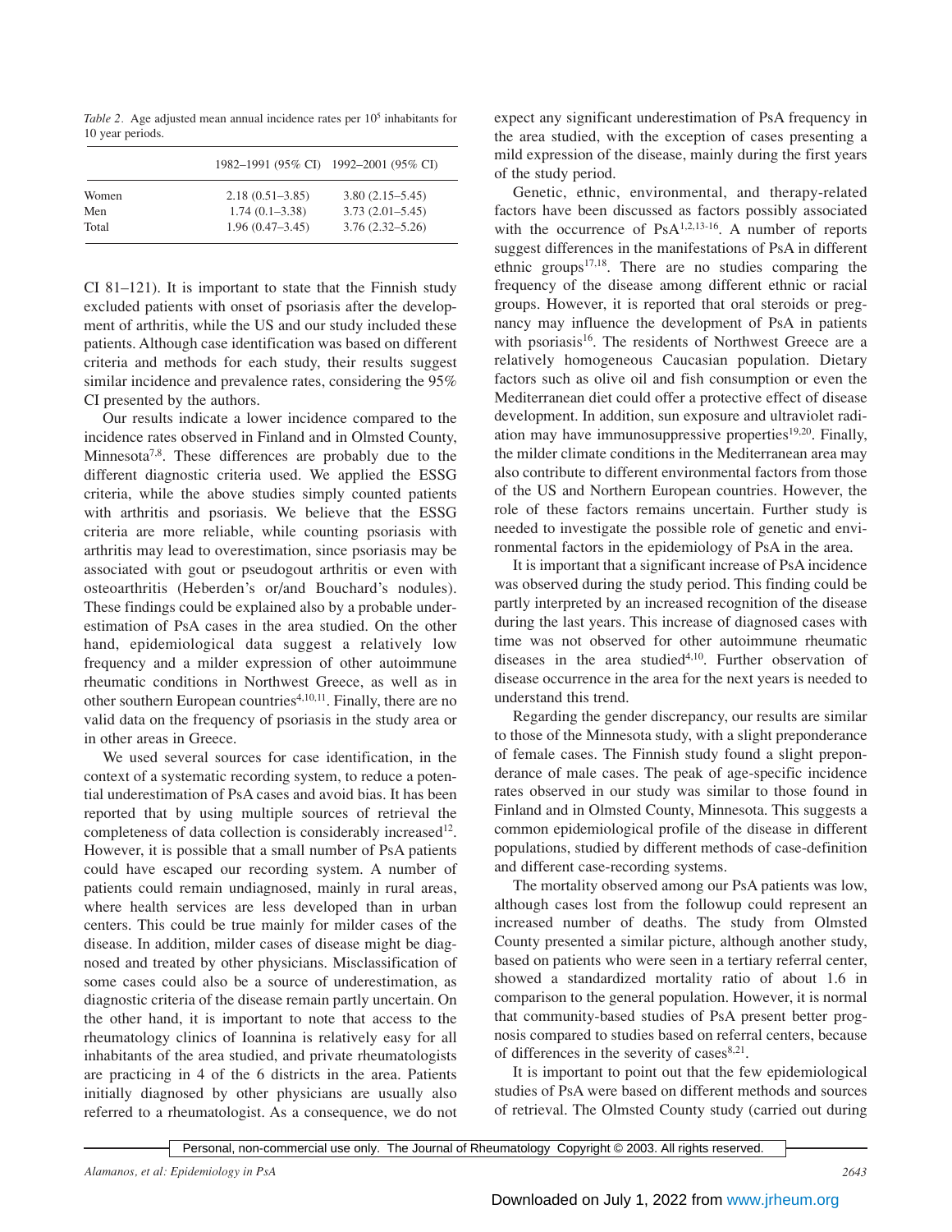*Table 2.* Age adjusted mean annual incidence rates per $10^5$ inhabitants for 10 year periods.

| | 1982–1991 (95% CI) | 1992–2001 (95% CI) |
|---|---|---|
| Women | 2.18 (0.51–3.85) | 3.80 (2.15–5.45) |
| Men | 1.74 (0.1–3.38) | 3.73 (2.01–5.45) |
| Total | 1.96 (0.47–3.45) | 3.76 (2.32–5.26) |

CI 81–121). It is important to state that the Finnish study excluded patients with onset of psoriasis after the development of arthritis, while the US and our study included these patients. Although case identification was based on different criteria and methods for each study, their results suggest similar incidence and prevalence rates, considering the 95% CI presented by the authors.

Our results indicate a lower incidence compared to the incidence rates observed in Finland and in Olmsted County, Minnesota[7,8]. These differences are probably due to the different diagnostic criteria used. We applied the ESSG criteria, while the above studies simply counted patients with arthritis and psoriasis. We believe that the ESSG criteria are more reliable, while counting psoriasis with arthritis may lead to overestimation, since psoriasis may be associated with gout or pseudogout arthritis or even with osteoarthritis (Heberden's or/and Bouchard's nodules). These findings could be explained also by a probable underestimation of PsA cases in the area studied. On the other hand, epidemiological data suggest a relatively low frequency and a milder expression of other autoimmune rheumatic conditions in Northwest Greece, as well as in other southern European countries[4,10,11]. Finally, there are no valid data on the frequency of psoriasis in the study area or in other areas in Greece.

We used several sources for case identification, in the context of a systematic recording system, to reduce a potential underestimation of PsA cases and avoid bias. It has been reported that by using multiple sources of retrieval the completeness of data collection is considerably increased[12]. However, it is possible that a small number of PsA patients could have escaped our recording system. A number of patients could remain undiagnosed, mainly in rural areas, where health services are less developed than in urban centers. This could be true mainly for milder cases of the disease. In addition, milder cases of disease might be diagnosed and treated by other physicians. Misclassification of some cases could also be a source of underestimation, as diagnostic criteria of the disease remain partly uncertain. On the other hand, it is important to note that access to the rheumatology clinics of Ioannina is relatively easy for all inhabitants of the area studied, and private rheumatologists are practicing in 4 of the 6 districts in the area. Patients initially diagnosed by other physicians are usually also referred to a rheumatologist. As a consequence, we do not expect any significant underestimation of PsA frequency in the area studied, with the exception of cases presenting a mild expression of the disease, mainly during the first years of the study period.

Genetic, ethnic, environmental, and therapy-related factors have been discussed as factors possibly associated with the occurrence of PsA[1,2,13-16]. A number of reports suggest differences in the manifestations of PsA in different ethnic groups[17,18]. There are no studies comparing the frequency of the disease among different ethnic or racial groups. However, it is reported that oral steroids or pregnancy may influence the development of PsA in patients with psoriasis[16]. The residents of Northwest Greece are a relatively homogeneous Caucasian population. Dietary factors such as olive oil and fish consumption or even the Mediterranean diet could offer a protective effect of disease development. In addition, sun exposure and ultraviolet radiation may have immunosuppressive properties[19,20]. Finally, the milder climate conditions in the Mediterranean area may also contribute to different environmental factors from those of the US and Northern European countries. However, the role of these factors remains uncertain. Further study is needed to investigate the possible role of genetic and environmental factors in the epidemiology of PsA in the area.

It is important that a significant increase of PsA incidence was observed during the study period. This finding could be partly interpreted by an increased recognition of the disease during the last years. This increase of diagnosed cases with time was not observed for other autoimmune rheumatic diseases in the area studied[4,10]. Further observation of disease occurrence in the area for the next years is needed to understand this trend.

Regarding the gender discrepancy, our results are similar to those of the Minnesota study, with a slight preponderance of female cases. The Finnish study found a slight preponderance of male cases. The peak of age-specific incidence rates observed in our study was similar to those found in Finland and in Olmsted County, Minnesota. This suggests a common epidemiological profile of the disease in different populations, studied by different methods of case-definition and different case-recording systems.

The mortality observed among our PsA patients was low, although cases lost from the followup could represent an increased number of deaths. The study from Olmsted County presented a similar picture, although another study, based on patients who were seen in a tertiary referral center, showed a standardized mortality ratio of about 1.6 in comparison to the general population. However, it is normal that community-based studies of PsA present better prognosis compared to studies based on referral centers, because of differences in the severity of cases[8,21].

It is important to point out that the few epidemiological studies of PsA were based on different methods and sources of retrieval. The Olmsted County study (carried out during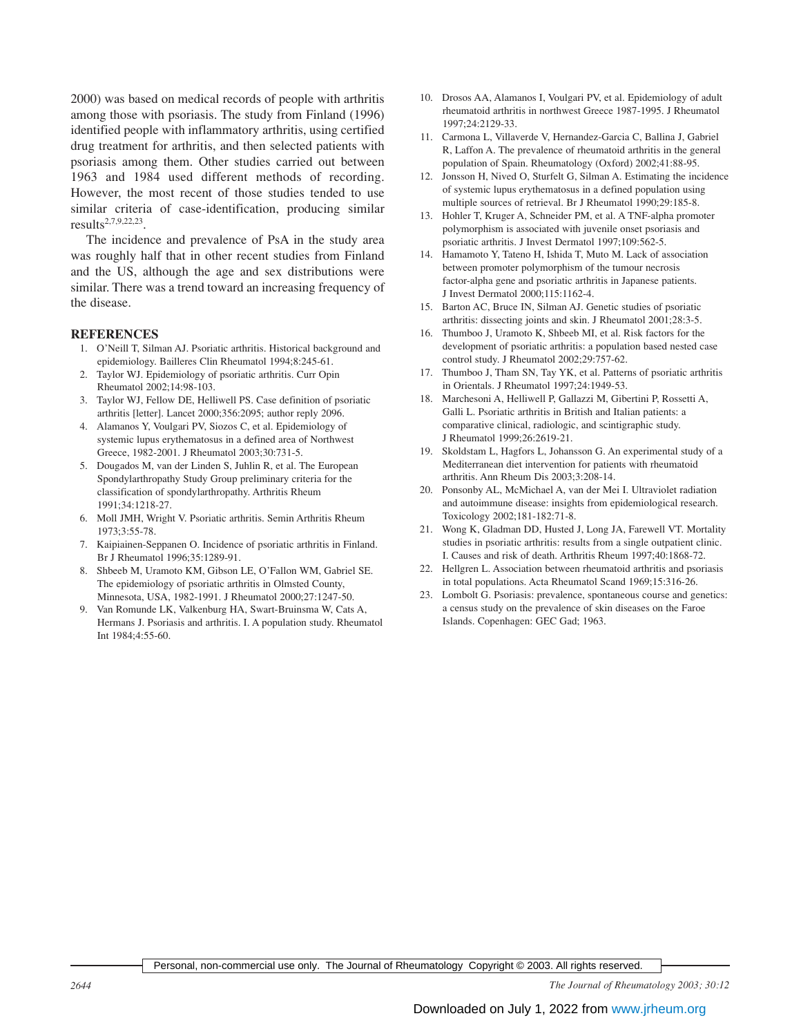2000) was based on medical records of people with arthritis among those with psoriasis. The study from Finland (1996) identified people with inflammatory arthritis, using certified drug treatment for arthritis, and then selected patients with psoriasis among them. Other studies carried out between 1963 and 1984 used different methods of recording. However, the most recent of those studies tended to use similar criteria of case-identification, producing similar results[2,7,9,22,23].

The incidence and prevalence of PsA in the study area was roughly half that in other recent studies from Finland and the US, although the age and sex distributions were similar. There was a trend toward an increasing frequency of the disease.

## REFERENCES

1. O'Neill T, Silman AJ. Psoriatic arthritis. Historical background and epidemiology. Bailleres Clin Rheumatol 1994;8:245-61.
2. Taylor WJ. Epidemiology of psoriatic arthritis. Curr Opin Rheumatol 2002;14:98-103.
3. Taylor WJ, Fellow DE, Helliwell PS. Case definition of psoriatic arthritis [letter]. Lancet 2000;356:2095; author reply 2096.
4. Alamanos Y, Voulgari PV, Siozos C, et al. Epidemiology of systemic lupus erythematosus in a defined area of Northwest Greece, 1982-2001. J Rheumatol 2003;30:731-5.
5. Dougados M, van der Linden S, Juhlin R, et al. The European Spondylarthropathy Study Group preliminary criteria for the classification of spondylarthropathy. Arthritis Rheum 1991;34:1218-27.
6. Moll JMH, Wright V. Psoriatic arthritis. Semin Arthritis Rheum 1973;3:55-78.
7. Kaipiainen-Seppanen O. Incidence of psoriatic arthritis in Finland. Br J Rheumatol 1996;35:1289-91.
8. Shbeeb M, Uramoto KM, Gibson LE, O'Fallon WM, Gabriel SE. The epidemiology of psoriatic arthritis in Olmsted County, Minnesota, USA, 1982-1991. J Rheumatol 2000;27:1247-50.
9. Van Romunde LK, Valkenburg HA, Swart-Bruinsma W, Cats A, Hermans J. Psoriasis and arthritis. I. A population study. Rheumatol Int 1984;4:55-60.
10. Drosos AA, Alamanos I, Voulgari PV, et al. Epidemiology of adult rheumatoid arthritis in northwest Greece 1987-1995. J Rheumatol 1997;24:2129-33.
11. Carmona L, Villaverde V, Hernandez-Garcia C, Ballina J, Gabriel R, Laffon A. The prevalence of rheumatoid arthritis in the general population of Spain. Rheumatology (Oxford) 2002;41:88-95.
12. Jonsson H, Nived O, Sturfelt G, Silman A. Estimating the incidence of systemic lupus erythematosus in a defined population using multiple sources of retrieval. Br J Rheumatol 1990;29:185-8.
13. Hohler T, Kruger A, Schneider PM, et al. A TNF-alpha promoter polymorphism is associated with juvenile onset psoriasis and psoriatic arthritis. J Invest Dermatol 1997;109:562-5.
14. Hamamoto Y, Tateno H, Ishida T, Muto M. Lack of association between promoter polymorphism of the tumour necrosis factor-alpha gene and psoriatic arthritis in Japanese patients. J Invest Dermatol 2000;115:1162-4.
15. Barton AC, Bruce IN, Silman AJ. Genetic studies of psoriatic arthritis: dissecting joints and skin. J Rheumatol 2001;28:3-5.
16. Thumboo J, Uramoto K, Shbeeb MI, et al. Risk factors for the development of psoriatic arthritis: a population based nested case control study. J Rheumatol 2002;29:757-62.
17. Thumboo J, Tham SN, Tay YK, et al. Patterns of psoriatic arthritis in Orientals. J Rheumatol 1997;24:1949-53.
18. Marchesoni A, Helliwell P, Gallazzi M, Gibertini P, Rossetti A, Galli L. Psoriatic arthritis in British and Italian patients: a comparative clinical, radiologic, and scintigraphic study. J Rheumatol 1999;26:2619-21.
19. Skoldstam L, Hagfors L, Johansson G. An experimental study of a Mediterranean diet intervention for patients with rheumatoid arthritis. Ann Rheum Dis 2003;3:208-14.
20. Ponsonby AL, McMichael A, van der Mei I. Ultraviolet radiation and autoimmune disease: insights from epidemiological research. Toxicology 2002;181-182:71-8.
21. Wong K, Gladman DD, Husted J, Long JA, Farewell VT. Mortality studies in psoriatic arthritis: results from a single outpatient clinic. I. Causes and risk of death. Arthritis Rheum 1997;40:1868-72.
22. Hellgren L. Association between rheumatoid arthritis and psoriasis in total populations. Acta Rheumatol Scand 1969;15:316-26.
23. Lombolt G. Psoriasis: prevalence, spontaneous course and genetics: a census study on the prevalence of skin diseases on the Faroe Islands. Copenhagen: GEC Gad; 1963.